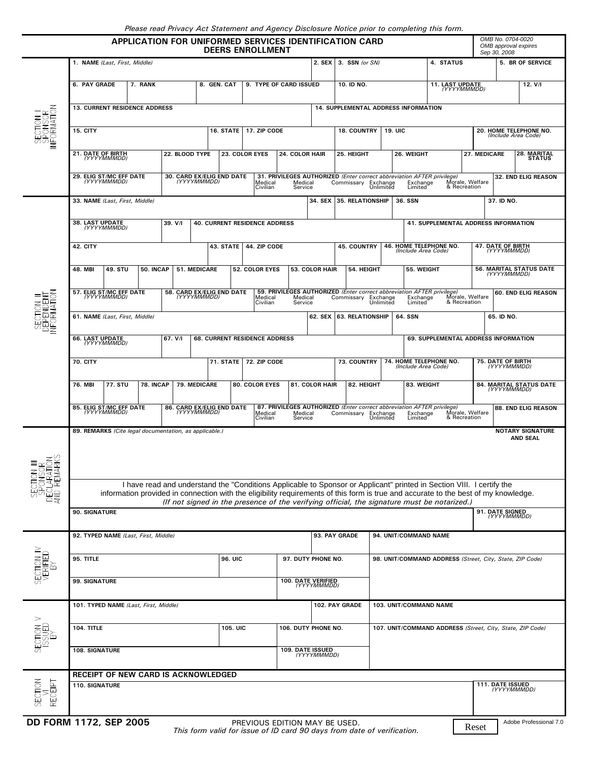*Please read Privacy Act Statement and Agency Disclosure Notice prior to completing this form.*

# APPLICATION FOR UNIFORMED SERVICES IDENTIFICATION CARD DEERS ENROLLMENT

OMB No. 0704-0020
OMB approval expires
Sep 30, 2008

## SECTION I SPONSOR INFORMATION

| 1. NAME *(Last, First, Middle)* | 2. SEX | 3. SSN *(or SN)* | 4. STATUS | 5. BR OF SERVICE |
|---|---|---|---|---|
| | | | | |

| 6. PAY GRADE | 7. RANK | 8. GEN. CAT | 9. TYPE OF CARD ISSUED | 10. ID NO. | 11. LAST UPDATE *(YYYYMMDD)* | 12. V/I |
|---|---|---|---|---|---|---|
| | | | | | | |

| 13. CURRENT RESIDENCE ADDRESS | 14. SUPPLEMENTAL ADDRESS INFORMATION |
|---|---|
| | |

| 15. CITY | 16. STATE | 17. ZIP CODE | 18. COUNTRY | 19. UIC | 20. HOME TELEPHONE NO. *(Include Area Code)* |
|---|---|---|---|---|---|
| | | | | | |

| 21. DATE OF BIRTH *(YYYYMMDD)* | 22. BLOOD TYPE | 23. COLOR EYES | 24. COLOR HAIR | 25. HEIGHT | 26. WEIGHT | 27. MEDICARE | 28. MARITAL STATUS |
|---|---|---|---|---|---|---|---|
| | | | | | | | |

| 29. ELIG ST/MC EFF DATE *(YYYYMMDD)* | 30. CARD EX/ELIG END DATE *(YYYYMMDD)* | 31. PRIVILEGES AUTHORIZED *(Enter correct abbreviation AFTER privilege)* Medical Civilian, Medical Service, Commissary, Exchange Unlimited, Exchange Limited, Morale, Welfare & Recreation | 32. END ELIG REASON |
|---|---|---|---|
| | | | |

## SECTION II DEPENDENT INFORMATION

| 33. NAME *(Last, First, Middle)* | 34. SEX | 35. RELATIONSHIP | 36. SSN | 37. ID NO. |
|---|---|---|---|---|
| | | | | |

| 38. LAST UPDATE *(YYYYMMDD)* | 39. V/I | 40. CURRENT RESIDENCE ADDRESS | 41. SUPPLEMENTAL ADDRESS INFORMATION |
|---|---|---|---|
| | | | |

| 42. CITY | 43. STATE | 44. ZIP CODE | 45. COUNTRY | 46. HOME TELEPHONE NO. *(Include Area Code)* | 47. DATE OF BIRTH *(YYYYMMDD)* |
|---|---|---|---|---|---|
| | | | | | |

| 48. MBI | 49. STU | 50. INCAP | 51. MEDICARE | 52. COLOR EYES | 53. COLOR HAIR | 54. HEIGHT | 55. WEIGHT | 56. MARITAL STATUS DATE *(YYYYMMDD)* |
|---|---|---|---|---|---|---|---|---|
| | | | | | | | | |

| 57. ELIG ST/MC EFF DATE *(YYYYMMDD)* | 58. CARD EX/ELIG END DATE *(YYYYMMDD)* | 59. PRIVILEGES AUTHORIZED *(Enter correct abbreviation AFTER privilege)* Medical Civilian, Medical Service, Commissary, Exchange Unlimited, Exchange Limited, Morale, Welfare & Recreation | 60. END ELIG REASON |
|---|---|---|---|
| | | | |

| 61. NAME *(Last, First, Middle)* | 62. SEX | 63. RELATIONSHIP | 64. SSN | 65. ID NO. |
|---|---|---|---|---|
| | | | | |

| 66. LAST UPDATE *(YYYYMMDD)* | 67. V/I | 68. CURRENT RESIDENCE ADDRESS | 69. SUPPLEMENTAL ADDRESS INFORMATION |
|---|---|---|---|
| | | | |

| 70. CITY | 71. STATE | 72. ZIP CODE | 73. COUNTRY | 74. HOME TELEPHONE NO. *(Include Area Code)* | 75. DATE OF BIRTH *(YYYYMMDD)* |
|---|---|---|---|---|---|
| | | | | | |

| 76. MBI | 77. STU | 78. INCAP | 79. MEDICARE | 80. COLOR EYES | 81. COLOR HAIR | 82. HEIGHT | 83. WEIGHT | 84. MARITAL STATUS DATE *(YYYYMMDD)* |
|---|---|---|---|---|---|---|---|---|
| | | | | | | | | |

| 85. ELIG ST/MC EFF DATE *(YYYYMMDD)* | 86. CARD EX/ELIG END DATE *(YYYYMMDD)* | 87. PRIVILEGES AUTHORIZED *(Enter correct abbreviation AFTER privilege)* Medical Civilian, Medical Service, Commissary, Exchange Unlimited, Exchange Limited, Morale, Welfare & Recreation | 88. END ELIG REASON |
|---|---|---|---|
| | | | |

## SECTION III SPONSOR DECLARATION AND REMARKS

| 89. REMARKS *(Cite legal documentation, as applicable.)* | NOTARY SIGNATURE AND SEAL |
|---|---|
| | |

I have read and understand the "Conditions Applicable to Sponsor or Applicant" printed in Section VIII. I certify the information provided in connection with the eligibility requirements of this form is true and accurate to the best of my knowledge.
*(If not signed in the presence of the verifying official, the signature must be notarized.)*

| 90. SIGNATURE | 91. DATE SIGNED *(YYYYMMDD)* |
|---|---|
| | |

## SECTION IV VERIFIED BY

| 92. TYPED NAME *(Last, First, Middle)* | 93. PAY GRADE | 94. UNIT/COMMAND NAME |
|---|---|---|
| | | |

| 95. TITLE | 96. UIC | 97. DUTY PHONE NO. | 98. UNIT/COMMAND ADDRESS *(Street, City, State, ZIP Code)* |
|---|---|---|---|
| | | | |

| 99. SIGNATURE | 100. DATE VERIFIED *(YYYYMMDD)* |
|---|---|
| | |

## SECTION V ISSUED BY

| 101. TYPED NAME *(Last, First, Middle)* | 102. PAY GRADE | 103. UNIT/COMMAND NAME |
|---|---|---|
| | | |

| 104. TITLE | 105. UIC | 106. DUTY PHONE NO. | 107. UNIT/COMMAND ADDRESS *(Street, City, State, ZIP Code)* |
|---|---|---|---|
| | | | |

| 108. SIGNATURE | 109. DATE ISSUED *(YYYYMMDD)* |
|---|---|
| | |

## SECTION VI RECEIPT

**RECEIPT OF NEW CARD IS ACKNOWLEDGED**

| 110. SIGNATURE | 111. DATE ISSUED *(YYYYMMDD)* |
|---|---|
| | |

**DD FORM 1172, SEP 2005**

PREVIOUS EDITION MAY BE USED.
*This form valid for issue of ID card 90 days from date of verification.*

Reset

Adobe Professional 7.0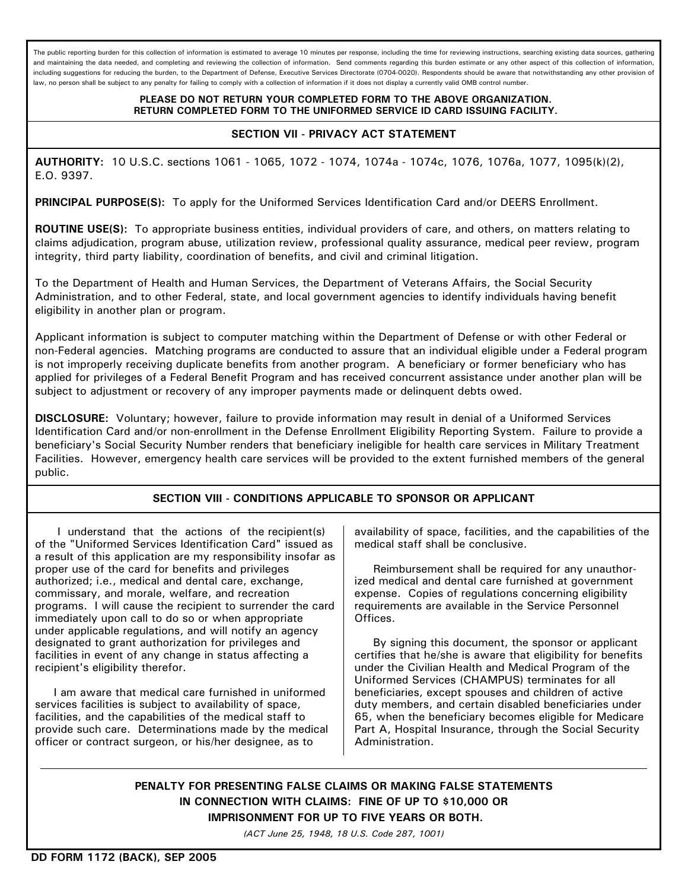The public reporting burden for this collection of information is estimated to average 10 minutes per response, including the time for reviewing instructions, searching existing data sources, gathering and maintaining the data needed, and completing and reviewing the collection of information. Send comments regarding this burden estimate or any other aspect of this collection of information, including suggestions for reducing the burden, to the Department of Defense, Executive Services Directorate (0704-0020). Respondents should be aware that notwithstanding any other provision of law, no person shall be subject to any penalty for failing to comply with a collection of information if it does not display a currently valid OMB control number.

**PLEASE DO NOT RETURN YOUR COMPLETED FORM TO THE ABOVE ORGANIZATION.**
**RETURN COMPLETED FORM TO THE UNIFORMED SERVICE ID CARD ISSUING FACILITY.**

## SECTION VII - PRIVACY ACT STATEMENT

**AUTHORITY:** 10 U.S.C. sections 1061 - 1065, 1072 - 1074, 1074a - 1074c, 1076, 1076a, 1077, 1095(k)(2), E.O. 9397.

**PRINCIPAL PURPOSE(S):** To apply for the Uniformed Services Identification Card and/or DEERS Enrollment.

**ROUTINE USE(S):** To appropriate business entities, individual providers of care, and others, on matters relating to claims adjudication, program abuse, utilization review, professional quality assurance, medical peer review, program integrity, third party liability, coordination of benefits, and civil and criminal litigation.

To the Department of Health and Human Services, the Department of Veterans Affairs, the Social Security Administration, and to other Federal, state, and local government agencies to identify individuals having benefit eligibility in another plan or program.

Applicant information is subject to computer matching within the Department of Defense or with other Federal or non-Federal agencies. Matching programs are conducted to assure that an individual eligible under a Federal program is not improperly receiving duplicate benefits from another program. A beneficiary or former beneficiary who has applied for privileges of a Federal Benefit Program and has received concurrent assistance under another plan will be subject to adjustment or recovery of any improper payments made or delinquent debts owed.

**DISCLOSURE:** Voluntary; however, failure to provide information may result in denial of a Uniformed Services Identification Card and/or non-enrollment in the Defense Enrollment Eligibility Reporting System. Failure to provide a beneficiary's Social Security Number renders that beneficiary ineligible for health care services in Military Treatment Facilities. However, emergency health care services will be provided to the extent furnished members of the general public.

## SECTION VIII - CONDITIONS APPLICABLE TO SPONSOR OR APPLICANT

I understand that the actions of the recipient(s) of the "Uniformed Services Identification Card" issued as a result of this application are my responsibility insofar as proper use of the card for benefits and privileges authorized; i.e., medical and dental care, exchange, commissary, and morale, welfare, and recreation programs. I will cause the recipient to surrender the card immediately upon call to do so or when appropriate under applicable regulations, and will notify an agency designated to grant authorization for privileges and facilities in event of any change in status affecting a recipient's eligibility therefor.

I am aware that medical care furnished in uniformed services facilities is subject to availability of space, facilities, and the capabilities of the medical staff to provide such care. Determinations made by the medical officer or contract surgeon, or his/her designee, as to availability of space, facilities, and the capabilities of the medical staff shall be conclusive.

Reimbursement shall be required for any unauthorized medical and dental care furnished at government expense. Copies of regulations concerning eligibility requirements are available in the Service Personnel Offices.

By signing this document, the sponsor or applicant certifies that he/she is aware that eligibility for benefits under the Civilian Health and Medical Program of the Uniformed Services (CHAMPUS) terminates for all beneficiaries, except spouses and children of active duty members, and certain disabled beneficiaries under 65, when the beneficiary becomes eligible for Medicare Part A, Hospital Insurance, through the Social Security Administration.

**PENALTY FOR PRESENTING FALSE CLAIMS OR MAKING FALSE STATEMENTS IN CONNECTION WITH CLAIMS: FINE OF UP TO $10,000 OR IMPRISONMENT FOR UP TO FIVE YEARS OR BOTH.**

*(ACT June 25, 1948, 18 U.S. Code 287, 1001)*

**DD FORM 1172 (BACK), SEP 2005**